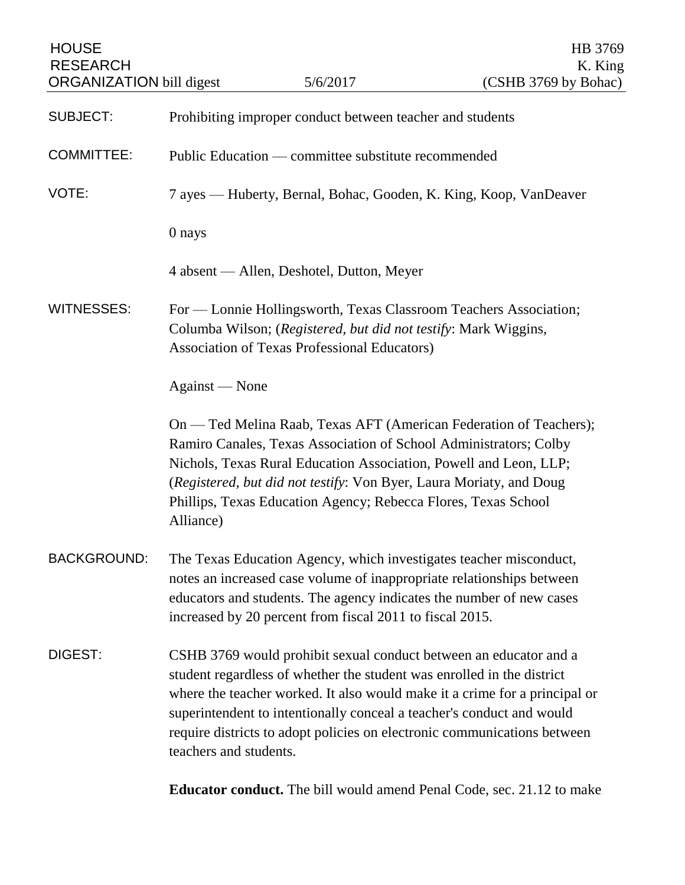HOUSE RESEARCH ORGANIZATION bill digest — 5/6/2017

HB 3769
K. King
(CSHB 3769 by Bohac)

SUBJECT: Prohibiting improper conduct between teacher and students

COMMITTEE: Public Education — committee substitute recommended

VOTE: 7 ayes — Huberty, Bernal, Bohac, Gooden, K. King, Koop, VanDeaver

0 nays

4 absent — Allen, Deshotel, Dutton, Meyer

WITNESSES: For — Lonnie Hollingsworth, Texas Classroom Teachers Association; Columba Wilson; (*Registered, but did not testify*: Mark Wiggins, Association of Texas Professional Educators)

Against — None

On — Ted Melina Raab, Texas AFT (American Federation of Teachers); Ramiro Canales, Texas Association of School Administrators; Colby Nichols, Texas Rural Education Association, Powell and Leon, LLP; (*Registered, but did not testify*: Von Byer, Laura Moriaty, and Doug Phillips, Texas Education Agency; Rebecca Flores, Texas School Alliance)

BACKGROUND: The Texas Education Agency, which investigates teacher misconduct, notes an increased case volume of inappropriate relationships between educators and students. The agency indicates the number of new cases increased by 20 percent from fiscal 2011 to fiscal 2015.

DIGEST: CSHB 3769 would prohibit sexual conduct between an educator and a student regardless of whether the student was enrolled in the district where the teacher worked. It also would make it a crime for a principal or superintendent to intentionally conceal a teacher's conduct and would require districts to adopt policies on electronic communications between teachers and students.

**Educator conduct.** The bill would amend Penal Code, sec. 21.12 to make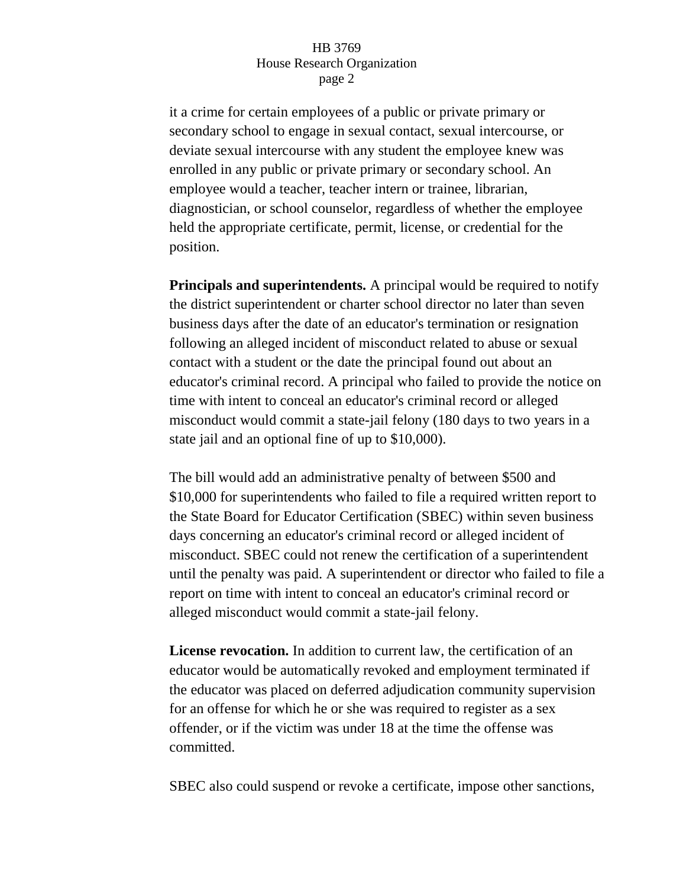it a crime for certain employees of a public or private primary or secondary school to engage in sexual contact, sexual intercourse, or deviate sexual intercourse with any student the employee knew was enrolled in any public or private primary or secondary school. An employee would a teacher, teacher intern or trainee, librarian, diagnostician, or school counselor, regardless of whether the employee held the appropriate certificate, permit, license, or credential for the position.

**Principals and superintendents.** A principal would be required to notify the district superintendent or charter school director no later than seven business days after the date of an educator's termination or resignation following an alleged incident of misconduct related to abuse or sexual contact with a student or the date the principal found out about an educator's criminal record. A principal who failed to provide the notice on time with intent to conceal an educator's criminal record or alleged misconduct would commit a state-jail felony (180 days to two years in a state jail and an optional fine of up to $10,000).

The bill would add an administrative penalty of between $500 and $10,000 for superintendents who failed to file a required written report to the State Board for Educator Certification (SBEC) within seven business days concerning an educator's criminal record or alleged incident of misconduct. SBEC could not renew the certification of a superintendent until the penalty was paid. A superintendent or director who failed to file a report on time with intent to conceal an educator's criminal record or alleged misconduct would commit a state-jail felony.

**License revocation.** In addition to current law, the certification of an educator would be automatically revoked and employment terminated if the educator was placed on deferred adjudication community supervision for an offense for which he or she was required to register as a sex offender, or if the victim was under 18 at the time the offense was committed.

SBEC also could suspend or revoke a certificate, impose other sanctions,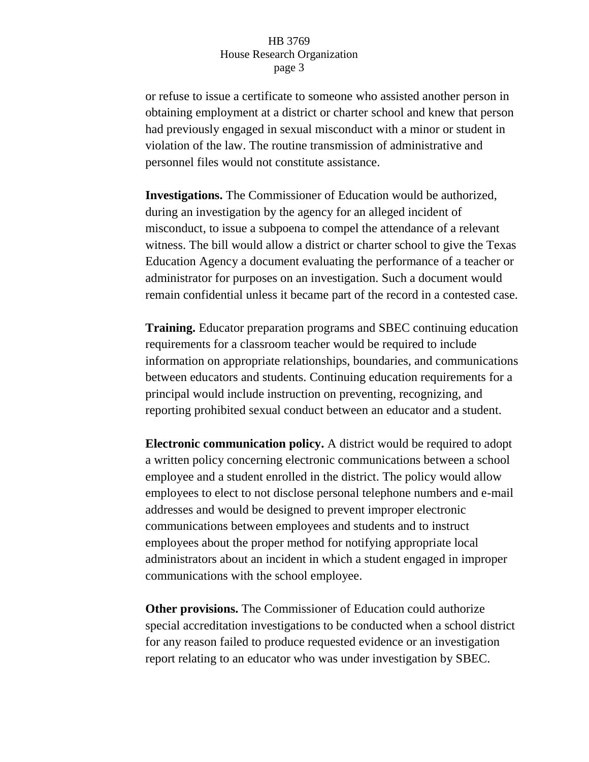or refuse to issue a certificate to someone who assisted another person in obtaining employment at a district or charter school and knew that person had previously engaged in sexual misconduct with a minor or student in violation of the law. The routine transmission of administrative and personnel files would not constitute assistance.

**Investigations.** The Commissioner of Education would be authorized, during an investigation by the agency for an alleged incident of misconduct, to issue a subpoena to compel the attendance of a relevant witness. The bill would allow a district or charter school to give the Texas Education Agency a document evaluating the performance of a teacher or administrator for purposes on an investigation. Such a document would remain confidential unless it became part of the record in a contested case.

**Training.** Educator preparation programs and SBEC continuing education requirements for a classroom teacher would be required to include information on appropriate relationships, boundaries, and communications between educators and students. Continuing education requirements for a principal would include instruction on preventing, recognizing, and reporting prohibited sexual conduct between an educator and a student.

**Electronic communication policy.** A district would be required to adopt a written policy concerning electronic communications between a school employee and a student enrolled in the district. The policy would allow employees to elect to not disclose personal telephone numbers and e-mail addresses and would be designed to prevent improper electronic communications between employees and students and to instruct employees about the proper method for notifying appropriate local administrators about an incident in which a student engaged in improper communications with the school employee.

**Other provisions.** The Commissioner of Education could authorize special accreditation investigations to be conducted when a school district for any reason failed to produce requested evidence or an investigation report relating to an educator who was under investigation by SBEC.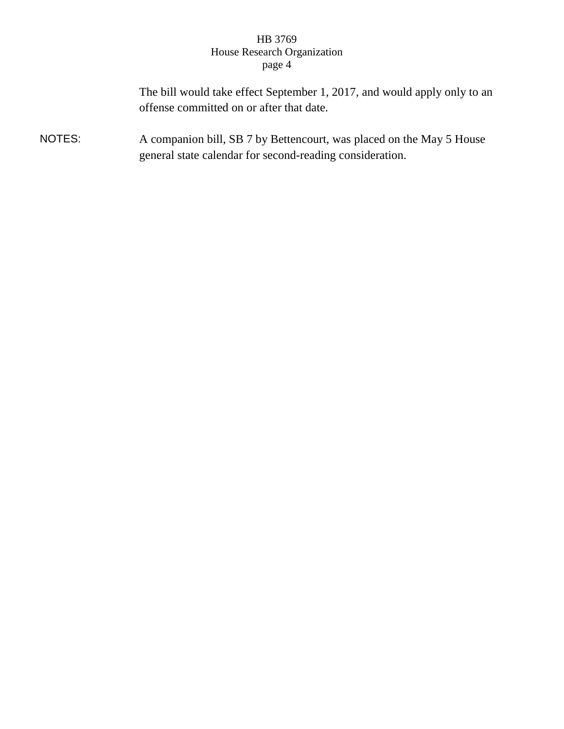The bill would take effect September 1, 2017, and would apply only to an offense committed on or after that date.

NOTES: A companion bill, SB 7 by Bettencourt, was placed on the May 5 House general state calendar for second-reading consideration.